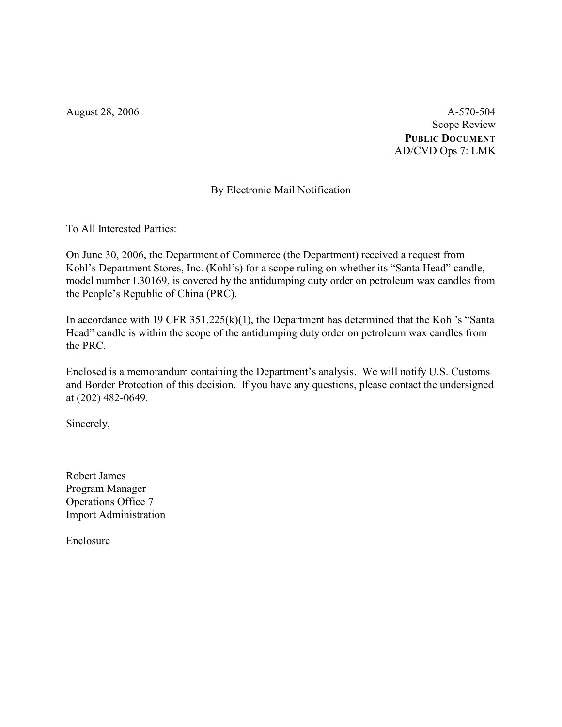August 28, 2006

A-570-504
Scope Review
**PUBLIC DOCUMENT**
AD/CVD Ops 7: LMK

By Electronic Mail Notification

To All Interested Parties:

On June 30, 2006, the Department of Commerce (the Department) received a request from Kohl's Department Stores, Inc. (Kohl's) for a scope ruling on whether its "Santa Head" candle, model number L30169, is covered by the antidumping duty order on petroleum wax candles from the People's Republic of China (PRC).

In accordance with 19 CFR 351.225(k)(1), the Department has determined that the Kohl's "Santa Head" candle is within the scope of the antidumping duty order on petroleum wax candles from the PRC.

Enclosed is a memorandum containing the Department's analysis. We will notify U.S. Customs and Border Protection of this decision. If you have any questions, please contact the undersigned at (202) 482-0649.

Sincerely,

Robert James
Program Manager
Operations Office 7
Import Administration

Enclosure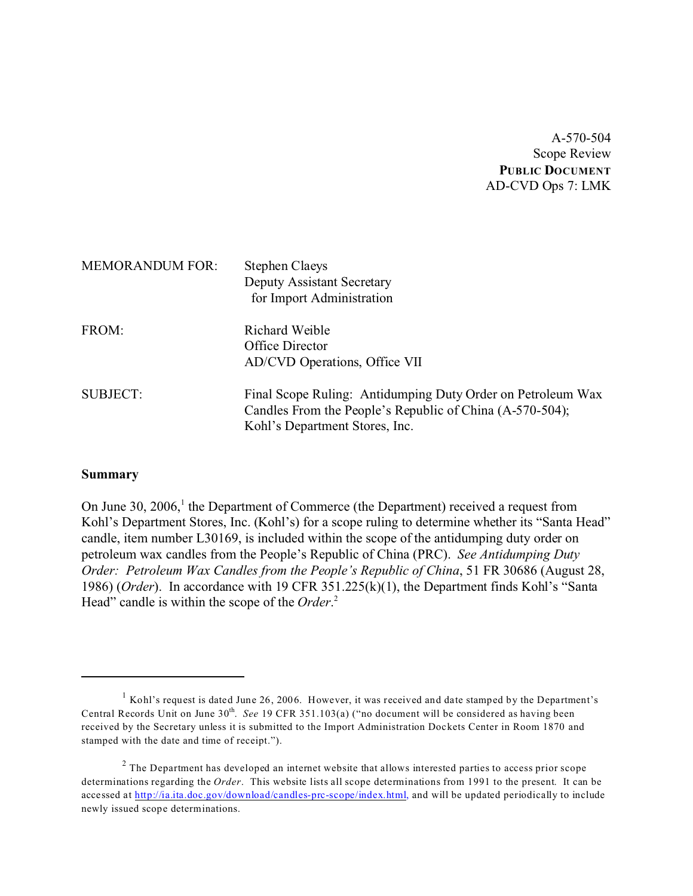A-570-504
Scope Review
**PUBLIC DOCUMENT**
AD-CVD Ops 7: LMK

| | |
|---|---|
| MEMORANDUM FOR: | Stephen Claeys<br>Deputy Assistant Secretary<br>for Import Administration |
| FROM: | Richard Weible<br>Office Director<br>AD/CVD Operations, Office VII |
| SUBJECT: | Final Scope Ruling: Antidumping Duty Order on Petroleum Wax Candles From the People's Republic of China (A-570-504); Kohl's Department Stores, Inc. |

**Summary**

On June 30, 2006,[1] the Department of Commerce (the Department) received a request from Kohl's Department Stores, Inc. (Kohl's) for a scope ruling to determine whether its "Santa Head" candle, item number L30169, is included within the scope of the antidumping duty order on petroleum wax candles from the People's Republic of China (PRC). *See Antidumping Duty Order: Petroleum Wax Candles from the People's Republic of China*, 51 FR 30686 (August 28, 1986) (*Order*). In accordance with 19 CFR 351.225(k)(1), the Department finds Kohl's "Santa Head" candle is within the scope of the *Order*.[2]

---

[1] Kohl's request is dated June 26, 2006. However, it was received and date stamped by the Department's Central Records Unit on June 30th. *See* 19 CFR 351.103(a) ("no document will be considered as having been received by the Secretary unless it is submitted to the Import Administration Dockets Center in Room 1870 and stamped with the date and time of receipt.").

[2] The Department has developed an internet website that allows interested parties to access prior scope determinations regarding the *Order*. This website lists all scope determinations from 1991 to the present. It can be accessed at http://ia.ita.doc.gov/download/candles-prc-scope/index.html, and will be updated periodically to include newly issued scope determinations.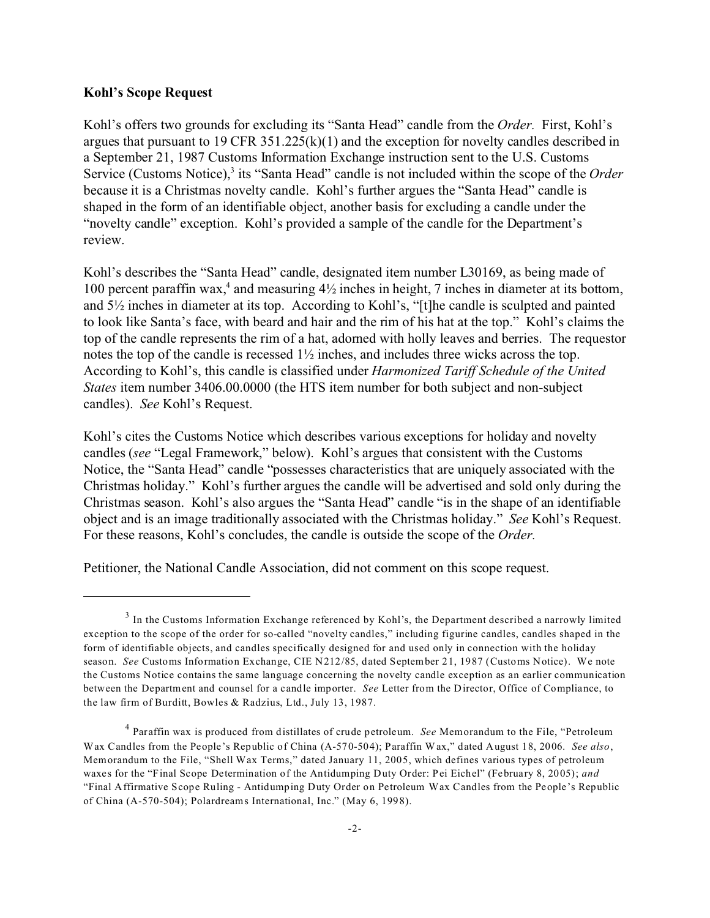**Kohl's Scope Request**

Kohl's offers two grounds for excluding its "Santa Head" candle from the *Order.* First, Kohl's argues that pursuant to 19 CFR 351.225(k)(1) and the exception for novelty candles described in a September 21, 1987 Customs Information Exchange instruction sent to the U.S. Customs Service (Customs Notice),[3] its "Santa Head" candle is not included within the scope of the *Order* because it is a Christmas novelty candle. Kohl's further argues the "Santa Head" candle is shaped in the form of an identifiable object, another basis for excluding a candle under the "novelty candle" exception. Kohl's provided a sample of the candle for the Department's review.

Kohl's describes the "Santa Head" candle, designated item number L30169, as being made of 100 percent paraffin wax,[4] and measuring 4½ inches in height, 7 inches in diameter at its bottom, and 5½ inches in diameter at its top. According to Kohl's, "[t]he candle is sculpted and painted to look like Santa's face, with beard and hair and the rim of his hat at the top." Kohl's claims the top of the candle represents the rim of a hat, adorned with holly leaves and berries. The requestor notes the top of the candle is recessed 1½ inches, and includes three wicks across the top. According to Kohl's, this candle is classified under *Harmonized Tariff Schedule of the United States* item number 3406.00.0000 (the HTS item number for both subject and non-subject candles). *See* Kohl's Request.

Kohl's cites the Customs Notice which describes various exceptions for holiday and novelty candles (*see* "Legal Framework," below). Kohl's argues that consistent with the Customs Notice, the "Santa Head" candle "possesses characteristics that are uniquely associated with the Christmas holiday." Kohl's further argues the candle will be advertised and sold only during the Christmas season. Kohl's also argues the "Santa Head" candle "is in the shape of an identifiable object and is an image traditionally associated with the Christmas holiday." *See* Kohl's Request. For these reasons, Kohl's concludes, the candle is outside the scope of the *Order.*

Petitioner, the National Candle Association, did not comment on this scope request.

---

[3] In the Customs Information Exchange referenced by Kohl's, the Department described a narrowly limited exception to the scope of the order for so-called "novelty candles," including figurine candles, candles shaped in the form of identifiable objects, and candles specifically designed for and used only in connection with the holiday season. *See* Customs Information Exchange, CIE N212/85, dated September 21, 1987 (Customs Notice). We note the Customs Notice contains the same language concerning the novelty candle exception as an earlier communication between the Department and counsel for a candle importer. *See* Letter from the Director, Office of Compliance, to the law firm of Burditt, Bowles & Radzius, Ltd., July 13, 1987.

[4] Paraffin wax is produced from distillates of crude petroleum. *See* Memorandum to the File, "Petroleum Wax Candles from the People's Republic of China (A-570-504); Paraffin Wax," dated August 18, 2006. *See also*, Memorandum to the File, "Shell Wax Terms," dated January 11, 2005, which defines various types of petroleum waxes for the "Final Scope Determination of the Antidumping Duty Order: Pei Eichel" (February 8, 2005); *and* "Final Affirmative Scope Ruling - Antidumping Duty Order on Petroleum Wax Candles from the People's Republic of China (A-570-504); Polardreams International, Inc." (May 6, 1998).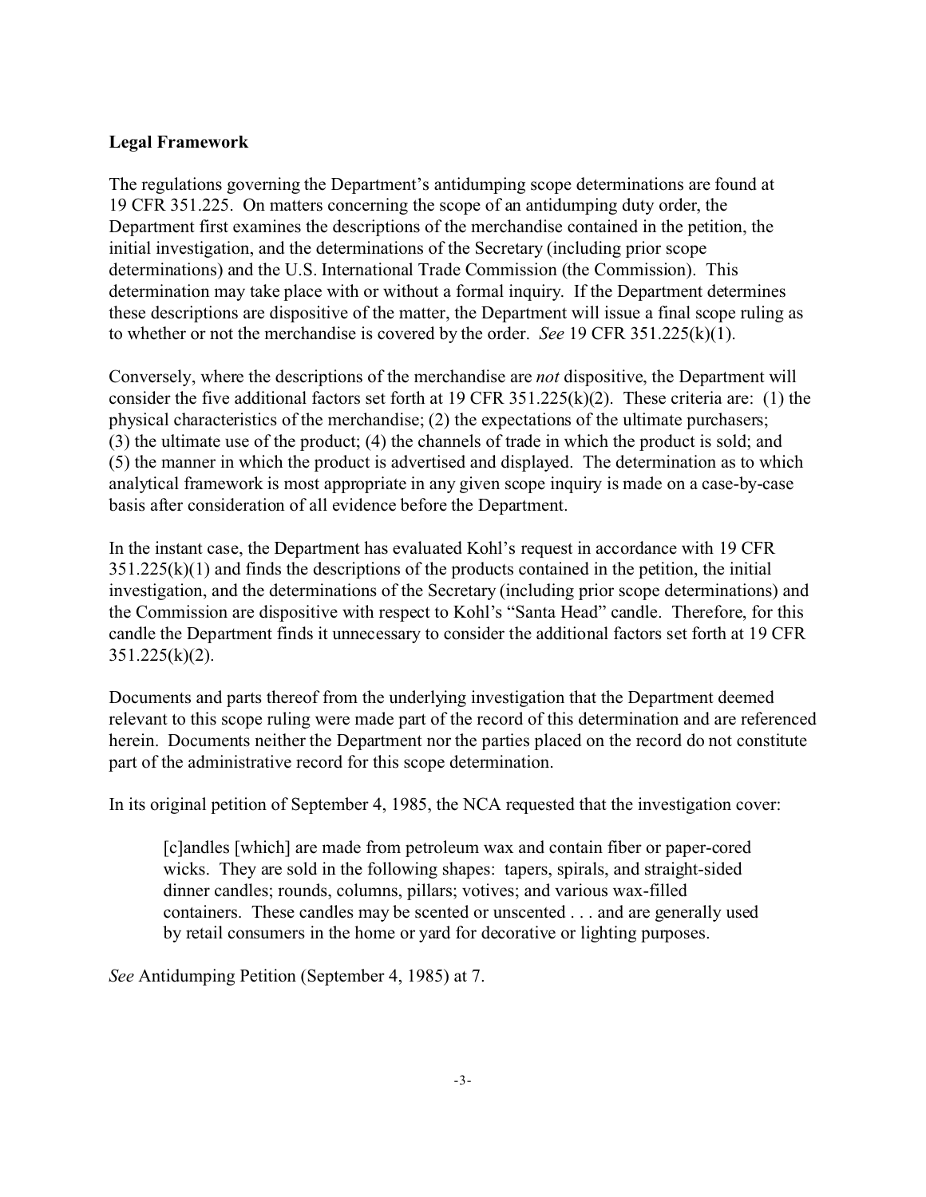**Legal Framework**

The regulations governing the Department's antidumping scope determinations are found at 19 CFR 351.225. On matters concerning the scope of an antidumping duty order, the Department first examines the descriptions of the merchandise contained in the petition, the initial investigation, and the determinations of the Secretary (including prior scope determinations) and the U.S. International Trade Commission (the Commission). This determination may take place with or without a formal inquiry. If the Department determines these descriptions are dispositive of the matter, the Department will issue a final scope ruling as to whether or not the merchandise is covered by the order. *See* 19 CFR 351.225(k)(1).

Conversely, where the descriptions of the merchandise are *not* dispositive, the Department will consider the five additional factors set forth at 19 CFR 351.225(k)(2). These criteria are: (1) the physical characteristics of the merchandise; (2) the expectations of the ultimate purchasers; (3) the ultimate use of the product; (4) the channels of trade in which the product is sold; and (5) the manner in which the product is advertised and displayed. The determination as to which analytical framework is most appropriate in any given scope inquiry is made on a case-by-case basis after consideration of all evidence before the Department.

In the instant case, the Department has evaluated Kohl's request in accordance with 19 CFR 351.225(k)(1) and finds the descriptions of the products contained in the petition, the initial investigation, and the determinations of the Secretary (including prior scope determinations) and the Commission are dispositive with respect to Kohl's "Santa Head" candle. Therefore, for this candle the Department finds it unnecessary to consider the additional factors set forth at 19 CFR 351.225(k)(2).

Documents and parts thereof from the underlying investigation that the Department deemed relevant to this scope ruling were made part of the record of this determination and are referenced herein. Documents neither the Department nor the parties placed on the record do not constitute part of the administrative record for this scope determination.

In its original petition of September 4, 1985, the NCA requested that the investigation cover:

> [c]andles [which] are made from petroleum wax and contain fiber or paper-cored wicks. They are sold in the following shapes: tapers, spirals, and straight-sided dinner candles; rounds, columns, pillars; votives; and various wax-filled containers. These candles may be scented or unscented . . . and are generally used by retail consumers in the home or yard for decorative or lighting purposes.

*See* Antidumping Petition (September 4, 1985) at 7.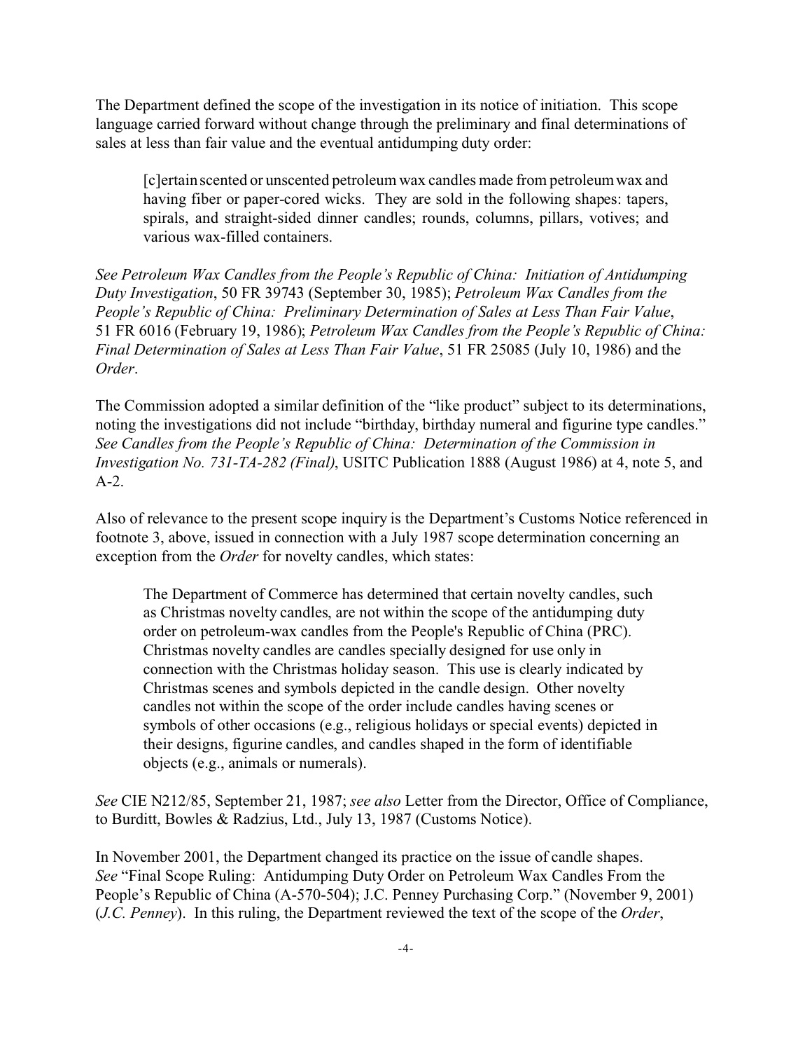The Department defined the scope of the investigation in its notice of initiation. This scope language carried forward without change through the preliminary and final determinations of sales at less than fair value and the eventual antidumping duty order:

> [c]ertain scented or unscented petroleum wax candles made from petroleum wax and having fiber or paper-cored wicks. They are sold in the following shapes: tapers, spirals, and straight-sided dinner candles; rounds, columns, pillars, votives; and various wax-filled containers.

*See Petroleum Wax Candles from the People's Republic of China: Initiation of Antidumping Duty Investigation*, 50 FR 39743 (September 30, 1985); *Petroleum Wax Candles from the People's Republic of China: Preliminary Determination of Sales at Less Than Fair Value*, 51 FR 6016 (February 19, 1986); *Petroleum Wax Candles from the People's Republic of China: Final Determination of Sales at Less Than Fair Value*, 51 FR 25085 (July 10, 1986) and the *Order*.

The Commission adopted a similar definition of the "like product" subject to its determinations, noting the investigations did not include "birthday, birthday numeral and figurine type candles." *See Candles from the People's Republic of China: Determination of the Commission in Investigation No. 731-TA-282 (Final)*, USITC Publication 1888 (August 1986) at 4, note 5, and A-2.

Also of relevance to the present scope inquiry is the Department's Customs Notice referenced in footnote 3, above, issued in connection with a July 1987 scope determination concerning an exception from the *Order* for novelty candles, which states:

> The Department of Commerce has determined that certain novelty candles, such as Christmas novelty candles, are not within the scope of the antidumping duty order on petroleum-wax candles from the People's Republic of China (PRC). Christmas novelty candles are candles specially designed for use only in connection with the Christmas holiday season. This use is clearly indicated by Christmas scenes and symbols depicted in the candle design. Other novelty candles not within the scope of the order include candles having scenes or symbols of other occasions (e.g., religious holidays or special events) depicted in their designs, figurine candles, and candles shaped in the form of identifiable objects (e.g., animals or numerals).

*See* CIE N212/85, September 21, 1987; *see also* Letter from the Director, Office of Compliance, to Burditt, Bowles & Radzius, Ltd., July 13, 1987 (Customs Notice).

In November 2001, the Department changed its practice on the issue of candle shapes. *See* "Final Scope Ruling: Antidumping Duty Order on Petroleum Wax Candles From the People's Republic of China (A-570-504); J.C. Penney Purchasing Corp." (November 9, 2001) (*J.C. Penney*). In this ruling, the Department reviewed the text of the scope of the *Order*,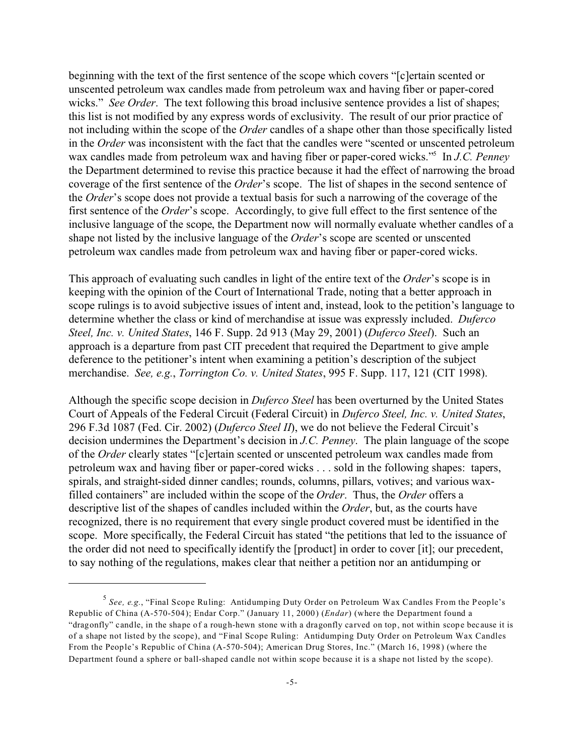beginning with the text of the first sentence of the scope which covers "[c]ertain scented or unscented petroleum wax candles made from petroleum wax and having fiber or paper-cored wicks." *See Order*. The text following this broad inclusive sentence provides a list of shapes; this list is not modified by any express words of exclusivity. The result of our prior practice of not including within the scope of the *Order* candles of a shape other than those specifically listed in the *Order* was inconsistent with the fact that the candles were "scented or unscented petroleum wax candles made from petroleum wax and having fiber or paper-cored wicks."[5] In *J.C. Penney* the Department determined to revise this practice because it had the effect of narrowing the broad coverage of the first sentence of the *Order*'s scope. The list of shapes in the second sentence of the *Order*'s scope does not provide a textual basis for such a narrowing of the coverage of the first sentence of the *Order*'s scope. Accordingly, to give full effect to the first sentence of the inclusive language of the scope, the Department now will normally evaluate whether candles of a shape not listed by the inclusive language of the *Order*'s scope are scented or unscented petroleum wax candles made from petroleum wax and having fiber or paper-cored wicks.

This approach of evaluating such candles in light of the entire text of the *Order*'s scope is in keeping with the opinion of the Court of International Trade, noting that a better approach in scope rulings is to avoid subjective issues of intent and, instead, look to the petition's language to determine whether the class or kind of merchandise at issue was expressly included. *Duferco Steel, Inc. v. United States*, 146 F. Supp. 2d 913 (May 29, 2001) (*Duferco Steel*). Such an approach is a departure from past CIT precedent that required the Department to give ample deference to the petitioner's intent when examining a petition's description of the subject merchandise. *See, e.g.*, *Torrington Co. v. United States*, 995 F. Supp. 117, 121 (CIT 1998).

Although the specific scope decision in *Duferco Steel* has been overturned by the United States Court of Appeals of the Federal Circuit (Federal Circuit) in *Duferco Steel, Inc. v. United States*, 296 F.3d 1087 (Fed. Cir. 2002) (*Duferco Steel II*), we do not believe the Federal Circuit's decision undermines the Department's decision in *J.C. Penney*. The plain language of the scope of the *Order* clearly states "[c]ertain scented or unscented petroleum wax candles made from petroleum wax and having fiber or paper-cored wicks . . . sold in the following shapes: tapers, spirals, and straight-sided dinner candles; rounds, columns, pillars, votives; and various wax-filled containers" are included within the scope of the *Order*. Thus, the *Order* offers a descriptive list of the shapes of candles included within the *Order*, but, as the courts have recognized, there is no requirement that every single product covered must be identified in the scope. More specifically, the Federal Circuit has stated "the petitions that led to the issuance of the order did not need to specifically identify the [product] in order to cover [it]; our precedent, to say nothing of the regulations, makes clear that neither a petition nor an antidumping or

---

[5] *See, e.g.*, "Final Scope Ruling: Antidumping Duty Order on Petroleum Wax Candles From the People's Republic of China (A-570-504); Endar Corp." (January 11, 2000) (*Endar*) (where the Department found a "dragonfly" candle, in the shape of a rough-hewn stone with a dragonfly carved on top, not within scope because it is of a shape not listed by the scope), and "Final Scope Ruling: Antidumping Duty Order on Petroleum Wax Candles From the People's Republic of China (A-570-504); American Drug Stores, Inc." (March 16, 1998) (where the Department found a sphere or ball-shaped candle not within scope because it is a shape not listed by the scope).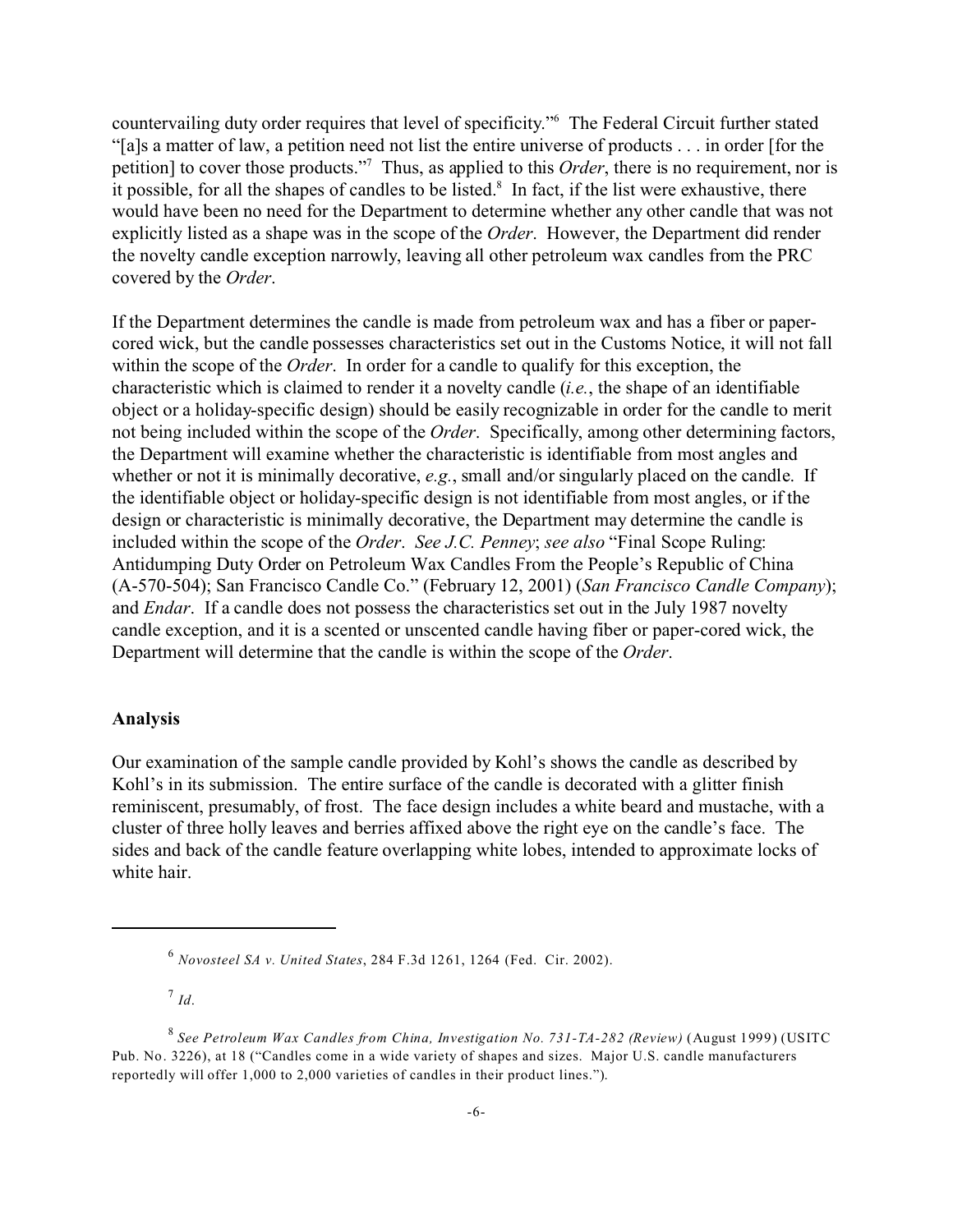countervailing duty order requires that level of specificity."[6] The Federal Circuit further stated "[a]s a matter of law, a petition need not list the entire universe of products . . . in order [for the petition] to cover those products."[7] Thus, as applied to this *Order*, there is no requirement, nor is it possible, for all the shapes of candles to be listed.[8] In fact, if the list were exhaustive, there would have been no need for the Department to determine whether any other candle that was not explicitly listed as a shape was in the scope of the *Order*. However, the Department did render the novelty candle exception narrowly, leaving all other petroleum wax candles from the PRC covered by the *Order*.

If the Department determines the candle is made from petroleum wax and has a fiber or paper-cored wick, but the candle possesses characteristics set out in the Customs Notice, it will not fall within the scope of the *Order*. In order for a candle to qualify for this exception, the characteristic which is claimed to render it a novelty candle (*i.e.*, the shape of an identifiable object or a holiday-specific design) should be easily recognizable in order for the candle to merit not being included within the scope of the *Order*. Specifically, among other determining factors, the Department will examine whether the characteristic is identifiable from most angles and whether or not it is minimally decorative, *e.g.*, small and/or singularly placed on the candle. If the identifiable object or holiday-specific design is not identifiable from most angles, or if the design or characteristic is minimally decorative, the Department may determine the candle is included within the scope of the *Order*. *See J.C. Penney*; *see also* "Final Scope Ruling: Antidumping Duty Order on Petroleum Wax Candles From the People's Republic of China (A-570-504); San Francisco Candle Co." (February 12, 2001) (*San Francisco Candle Company*); and *Endar*. If a candle does not possess the characteristics set out in the July 1987 novelty candle exception, and it is a scented or unscented candle having fiber or paper-cored wick, the Department will determine that the candle is within the scope of the *Order*.

**Analysis**

Our examination of the sample candle provided by Kohl's shows the candle as described by Kohl's in its submission. The entire surface of the candle is decorated with a glitter finish reminiscent, presumably, of frost. The face design includes a white beard and mustache, with a cluster of three holly leaves and berries affixed above the right eye on the candle's face. The sides and back of the candle feature overlapping white lobes, intended to approximate locks of white hair.

---

[6] *Novosteel SA v. United States*, 284 F.3d 1261, 1264 (Fed. Cir. 2002).

[7] *Id.*

[8] *See Petroleum Wax Candles from China, Investigation No. 731-TA-282 (Review)* (August 1999) (USITC Pub. No. 3226), at 18 ("Candles come in a wide variety of shapes and sizes. Major U.S. candle manufacturers reportedly will offer 1,000 to 2,000 varieties of candles in their product lines.").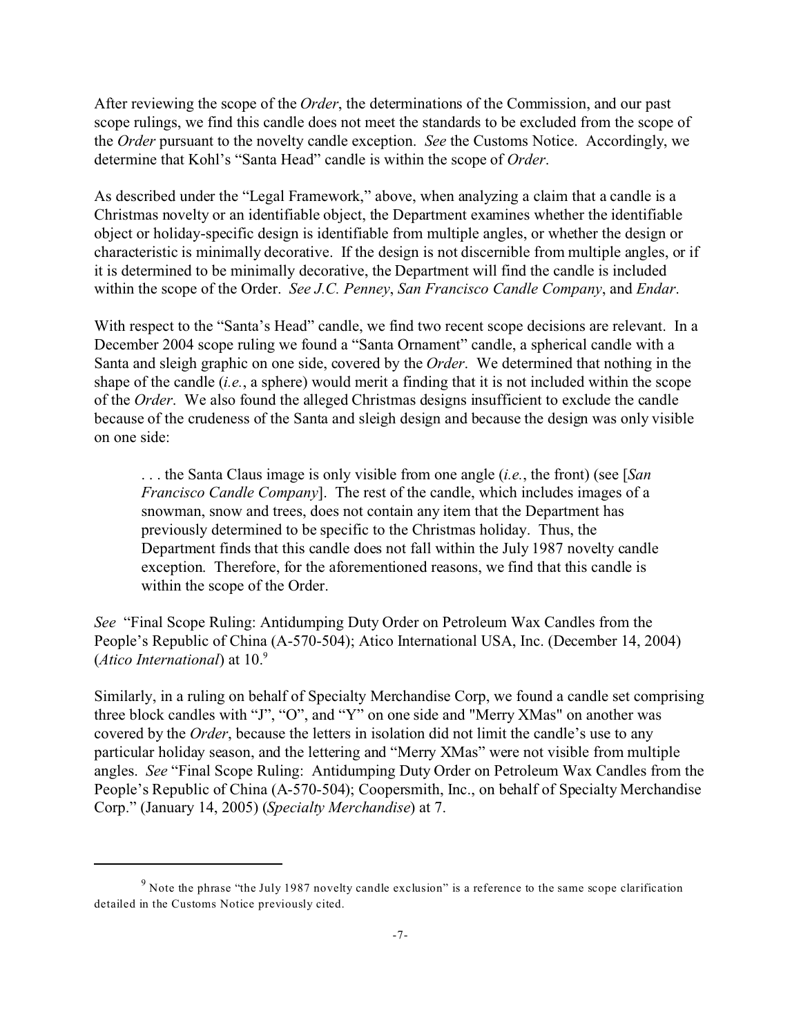After reviewing the scope of the *Order*, the determinations of the Commission, and our past scope rulings, we find this candle does not meet the standards to be excluded from the scope of the *Order* pursuant to the novelty candle exception. *See* the Customs Notice. Accordingly, we determine that Kohl's "Santa Head" candle is within the scope of *Order*.

As described under the "Legal Framework," above, when analyzing a claim that a candle is a Christmas novelty or an identifiable object, the Department examines whether the identifiable object or holiday-specific design is identifiable from multiple angles, or whether the design or characteristic is minimally decorative. If the design is not discernible from multiple angles, or if it is determined to be minimally decorative, the Department will find the candle is included within the scope of the Order. *See J.C. Penney*, *San Francisco Candle Company*, and *Endar*.

With respect to the "Santa's Head" candle, we find two recent scope decisions are relevant. In a December 2004 scope ruling we found a "Santa Ornament" candle, a spherical candle with a Santa and sleigh graphic on one side, covered by the *Order*. We determined that nothing in the shape of the candle (*i.e.*, a sphere) would merit a finding that it is not included within the scope of the *Order*. We also found the alleged Christmas designs insufficient to exclude the candle because of the crudeness of the Santa and sleigh design and because the design was only visible on one side:

> . . . the Santa Claus image is only visible from one angle (*i.e.*, the front) (see [*San Francisco Candle Company*]. The rest of the candle, which includes images of a snowman, snow and trees, does not contain any item that the Department has previously determined to be specific to the Christmas holiday. Thus, the Department finds that this candle does not fall within the July 1987 novelty candle exception. Therefore, for the aforementioned reasons, we find that this candle is within the scope of the Order.

*See* "Final Scope Ruling: Antidumping Duty Order on Petroleum Wax Candles from the People's Republic of China (A-570-504); Atico International USA, Inc. (December 14, 2004) (*Atico International*) at 10.[9]

Similarly, in a ruling on behalf of Specialty Merchandise Corp, we found a candle set comprising three block candles with "J", "O", and "Y" on one side and "Merry XMas" on another was covered by the *Order*, because the letters in isolation did not limit the candle's use to any particular holiday season, and the lettering and "Merry XMas" were not visible from multiple angles. *See* "Final Scope Ruling: Antidumping Duty Order on Petroleum Wax Candles from the People's Republic of China (A-570-504); Coopersmith, Inc., on behalf of Specialty Merchandise Corp." (January 14, 2005) (*Specialty Merchandise*) at 7.

---

[9] Note the phrase "the July 1987 novelty candle exclusion" is a reference to the same scope clarification detailed in the Customs Notice previously cited.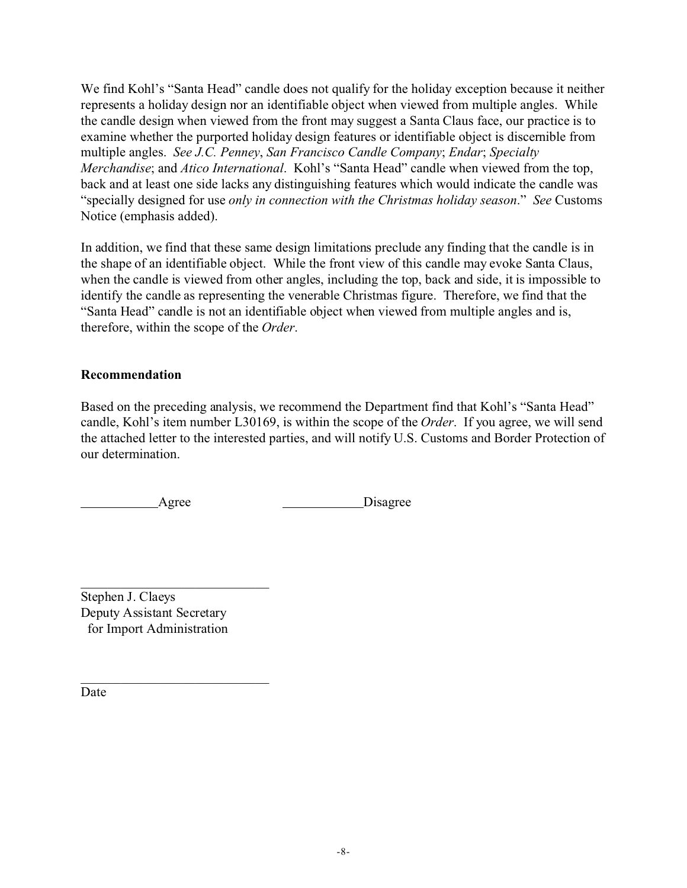We find Kohl's "Santa Head" candle does not qualify for the holiday exception because it neither represents a holiday design nor an identifiable object when viewed from multiple angles. While the candle design when viewed from the front may suggest a Santa Claus face, our practice is to examine whether the purported holiday design features or identifiable object is discernible from multiple angles. *See J.C. Penney*, *San Francisco Candle Company*; *Endar*; *Specialty Merchandise*; and *Atico International*. Kohl's "Santa Head" candle when viewed from the top, back and at least one side lacks any distinguishing features which would indicate the candle was "specially designed for use *only in connection with the Christmas holiday season*." *See* Customs Notice (emphasis added).

In addition, we find that these same design limitations preclude any finding that the candle is in the shape of an identifiable object. While the front view of this candle may evoke Santa Claus, when the candle is viewed from other angles, including the top, back and side, it is impossible to identify the candle as representing the venerable Christmas figure. Therefore, we find that the "Santa Head" candle is not an identifiable object when viewed from multiple angles and is, therefore, within the scope of the *Order*.

**Recommendation**

Based on the preceding analysis, we recommend the Department find that Kohl's "Santa Head" candle, Kohl's item number L30169, is within the scope of the *Order*. If you agree, we will send the attached letter to the interested parties, and will notify U.S. Customs and Border Protection of our determination.

\_\_\_\_\_\_\_\_\_\_\_\_Agree \_\_\_\_\_\_\_\_\_\_\_\_Disagree

\_\_\_\_\_\_\_\_\_\_\_\_\_\_\_\_\_\_\_\_\_\_\_\_\_\_\_\_\_\_

Stephen J. Claeys
Deputy Assistant Secretary
for Import Administration

\_\_\_\_\_\_\_\_\_\_\_\_\_\_\_\_\_\_\_\_\_\_\_\_\_\_\_\_\_\_

Date